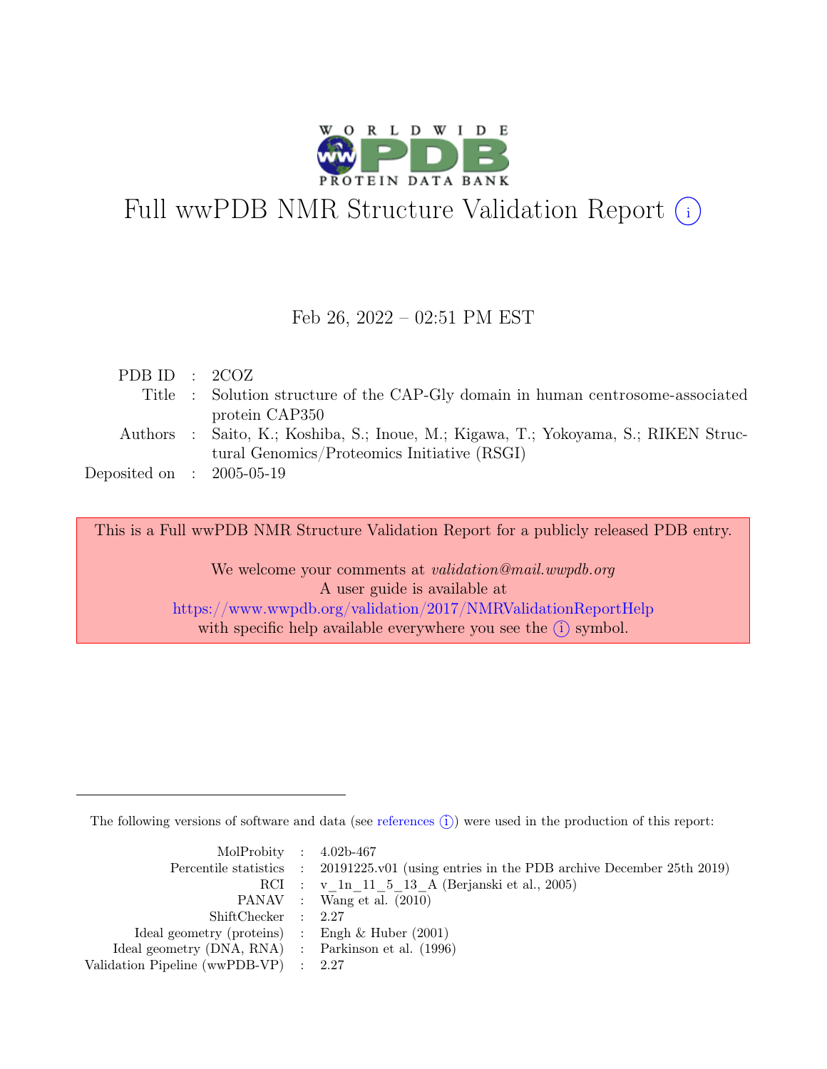# Full wwPDB NMR Structure Validation Report (i)

Feb 26, 2022 – 02:51 PM EST

| | | |
|---|---|---|
| PDB ID | : | 2COZ |
| Title | : | Solution structure of the CAP-Gly domain in human centrosome-associated protein CAP350 |
| Authors | : | Saito, K.; Koshiba, S.; Inoue, M.; Kigawa, T.; Yokoyama, S.; RIKEN Structural Genomics/Proteomics Initiative (RSGI) |
| Deposited on | : | 2005-05-19 |

This is a Full wwPDB NMR Structure Validation Report for a publicly released PDB entry.

We welcome your comments at *validation@mail.wwpdb.org*
A user guide is available at
https://www.wwpdb.org/validation/2017/NMRValidationReportHelp
with specific help available everywhere you see the (i) symbol.

The following versions of software and data (see references (i)) were used in the production of this report:

| | | |
|---|---|---|
| MolProbity | : | 4.02b-467 |
| Percentile statistics | : | 20191225.v01 (using entries in the PDB archive December 25th 2019) |
| RCI | : | v_1n_11_5_13_A (Berjanski et al., 2005) |
| PANAV | : | Wang et al. (2010) |
| ShiftChecker | : | 2.27 |
| Ideal geometry (proteins) | : | Engh & Huber (2001) |
| Ideal geometry (DNA, RNA) | : | Parkinson et al. (1996) |
| Validation Pipeline (wwPDB-VP) | : | 2.27 |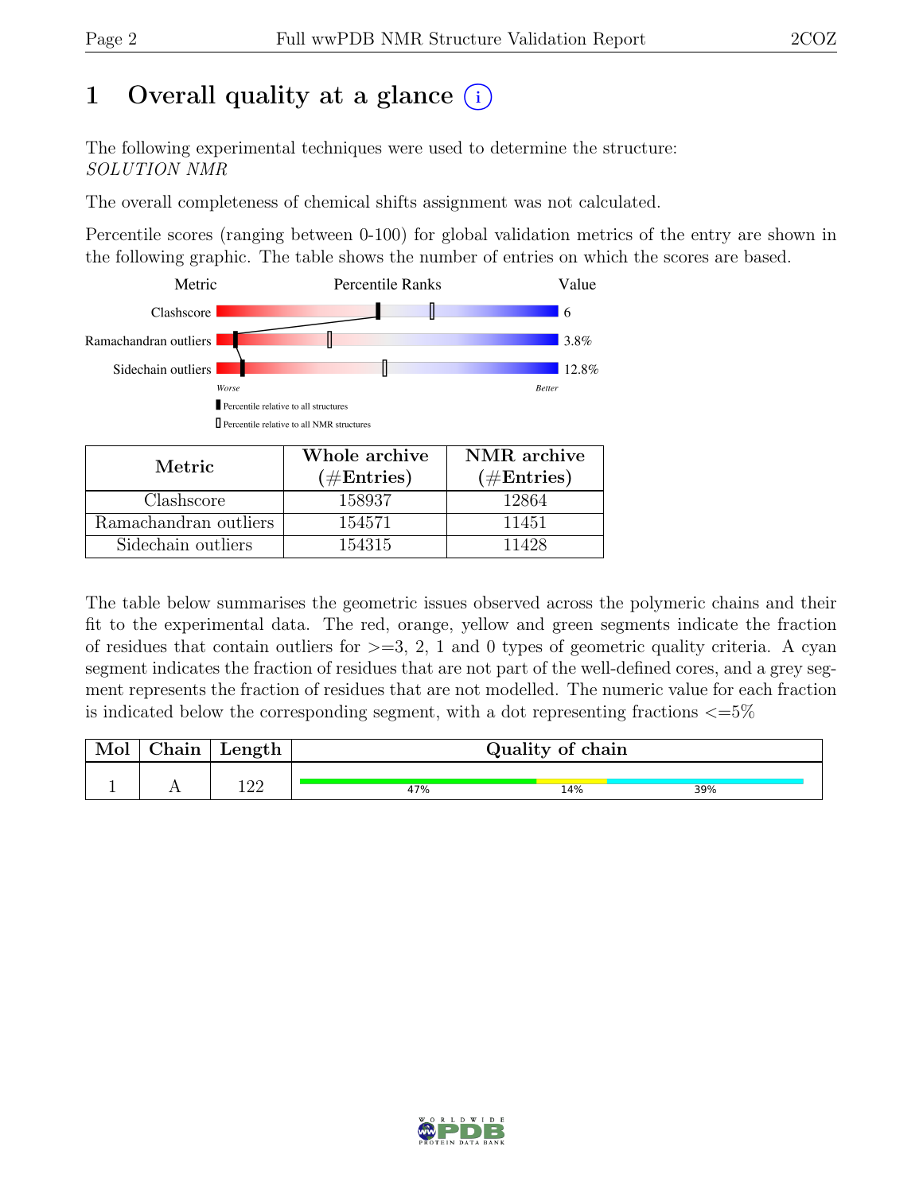# 1 Overall quality at a glance (i)

The following experimental techniques were used to determine the structure:
*SOLUTION NMR*

The overall completeness of chemical shifts assignment was not calculated.

Percentile scores (ranging between 0-100) for global validation metrics of the entry are shown in the following graphic. The table shows the number of entries on which the scores are based.

| Metric | Value |
|---|---|
| Clashscore | 6 |
| Ramachandran outliers | 3.8% |
| Sidechain outliers | 12.8% |

Worse — Better

▮ Percentile relative to all structures

▯ Percentile relative to all NMR structures

| Metric | Whole archive (#Entries) | NMR archive (#Entries) |
|---|---|---|
| Clashscore | 158937 | 12864 |
| Ramachandran outliers | 154571 | 11451 |
| Sidechain outliers | 154315 | 11428 |

The table below summarises the geometric issues observed across the polymeric chains and their fit to the experimental data. The red, orange, yellow and green segments indicate the fraction of residues that contain outliers for >=3, 2, 1 and 0 types of geometric quality criteria. A cyan segment indicates the fraction of residues that are not part of the well-defined cores, and a grey segment represents the fraction of residues that are not modelled. The numeric value for each fraction is indicated below the corresponding segment, with a dot representing fractions <=5%

| Mol | Chain | Length | Quality of chain |
|---|---|---|---|
| 1 | A | 122 | 47% (green), 14% (yellow), 39% (cyan) |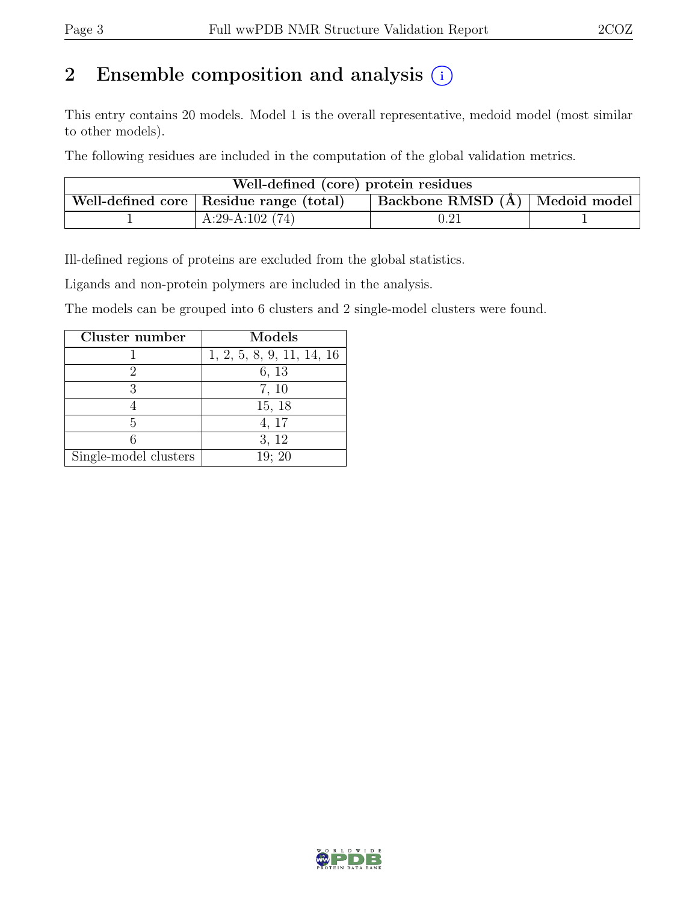## 2 Ensemble composition and analysis (i)

This entry contains 20 models. Model 1 is the overall representative, medoid model (most similar to other models).

The following residues are included in the computation of the global validation metrics.

| Well-defined (core) protein residues | | | |
|---|---|---|---|
| Well-defined core | Residue range (total) | Backbone RMSD (Å) | Medoid model |
| 1 | A:29-A:102 (74) | 0.21 | 1 |

Ill-defined regions of proteins are excluded from the global statistics.

Ligands and non-protein polymers are included in the analysis.

The models can be grouped into 6 clusters and 2 single-model clusters were found.

| Cluster number | Models |
|---|---|
| 1 | 1, 2, 5, 8, 9, 11, 14, 16 |
| 2 | 6, 13 |
| 3 | 7, 10 |
| 4 | 15, 18 |
| 5 | 4, 17 |
| 6 | 3, 12 |
| Single-model clusters | 19; 20 |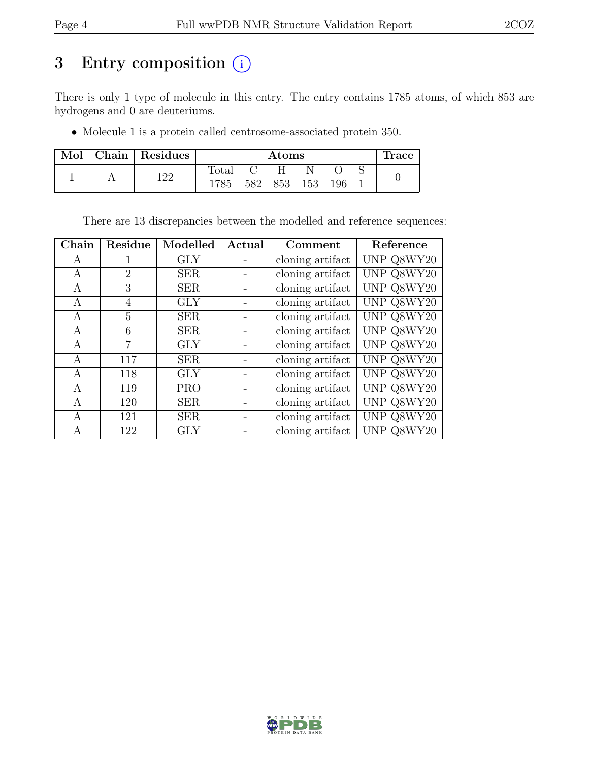# 3 Entry composition (i)

There is only 1 type of molecule in this entry. The entry contains 1785 atoms, of which 853 are hydrogens and 0 are deuteriums.

- Molecule 1 is a protein called centrosome-associated protein 350.

| Mol | Chain | Residues | Atoms | | | | | | Trace |
|---|---|---|---|---|---|---|---|---|---|
| | | | Total | C | H | N | O | S | |
| 1 | A | 122 | 1785 | 582 | 853 | 153 | 196 | 1 | 0 |

There are 13 discrepancies between the modelled and reference sequences:

| Chain | Residue | Modelled | Actual | Comment | Reference |
|---|---|---|---|---|---|
| A | 1 | GLY | - | cloning artifact | UNP Q8WY20 |
| A | 2 | SER | - | cloning artifact | UNP Q8WY20 |
| A | 3 | SER | - | cloning artifact | UNP Q8WY20 |
| A | 4 | GLY | - | cloning artifact | UNP Q8WY20 |
| A | 5 | SER | - | cloning artifact | UNP Q8WY20 |
| A | 6 | SER | - | cloning artifact | UNP Q8WY20 |
| A | 7 | GLY | - | cloning artifact | UNP Q8WY20 |
| A | 117 | SER | - | cloning artifact | UNP Q8WY20 |
| A | 118 | GLY | - | cloning artifact | UNP Q8WY20 |
| A | 119 | PRO | - | cloning artifact | UNP Q8WY20 |
| A | 120 | SER | - | cloning artifact | UNP Q8WY20 |
| A | 121 | SER | - | cloning artifact | UNP Q8WY20 |
| A | 122 | GLY | - | cloning artifact | UNP Q8WY20 |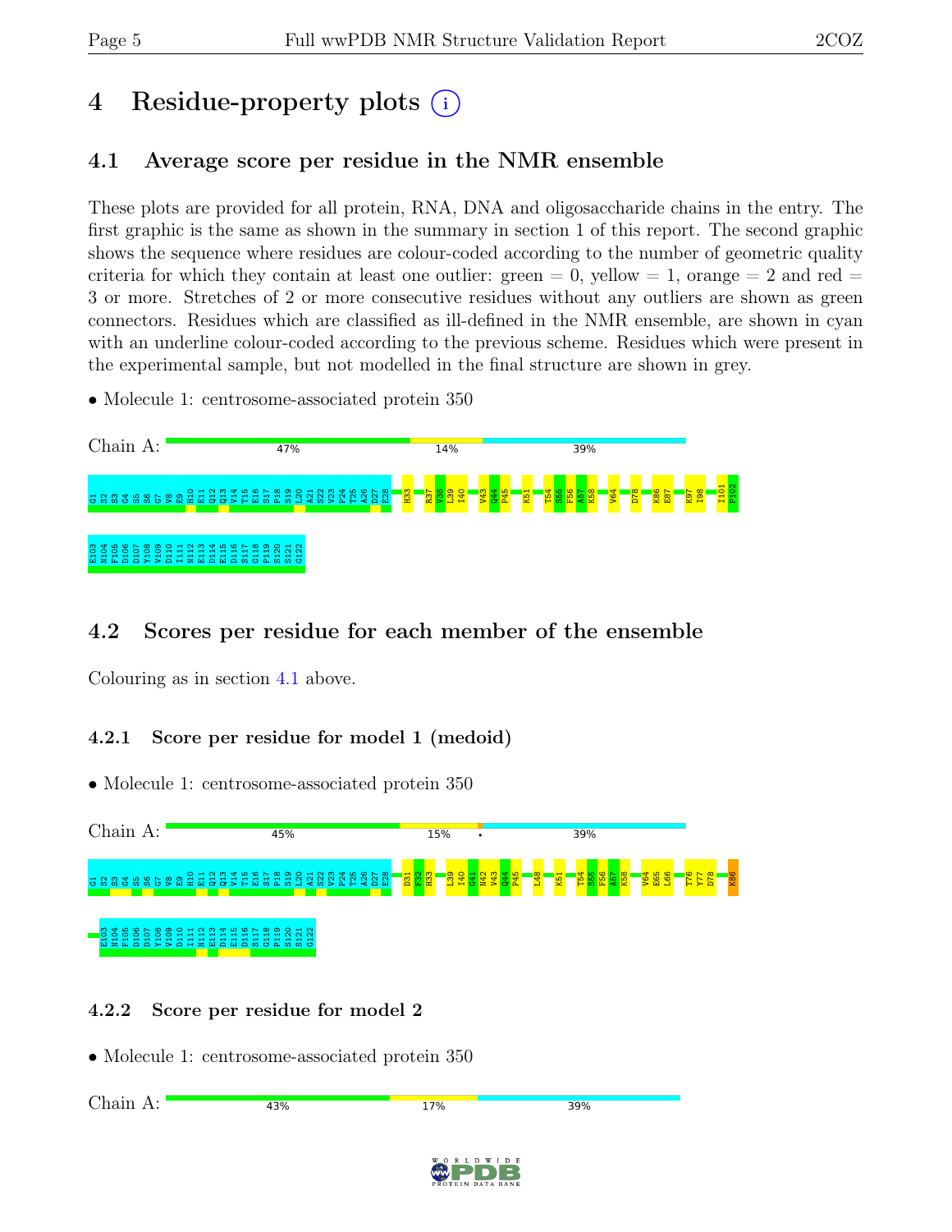# 4 Residue-property plots

## 4.1 Average score per residue in the NMR ensemble

These plots are provided for all protein, RNA, DNA and oligosaccharide chains in the entry. The first graphic is the same as shown in the summary in section 1 of this report. The second graphic shows the sequence where residues are colour-coded according to the number of geometric quality criteria for which they contain at least one outlier: green = 0, yellow = 1, orange = 2 and red = 3 or more. Stretches of 2 or more consecutive residues without any outliers are shown as green connectors. Residues which are classified as ill-defined in the NMR ensemble, are shown in cyan with an underline colour-coded according to the previous scheme. Residues which were present in the experimental sample, but not modelled in the final structure are shown in grey.

- Molecule 1: centrosome-associated protein 350

Chain A: 47% 14% 39%

G1 S2 S3 G4 S5 S6 G7 V8 E9 H10 E11 Q12 Q13 V14 T15 E16 S17 P18 S19 L20 A21 S22 V23 P24 T25 A26 D27 E28 H33 R37 V38 L39 I40 V43 Q44 P45 K51 T54 S55 F56 A57 K58 V64 D78 K86 E87 K97 I98 I101 P102 E103 H104 F105 D106 D107 Y108 V109 D110 I111 N112 E113 D114 E115 D116 S117 G118 P119 S120 S121 G122

## 4.2 Scores per residue for each member of the ensemble

Colouring as in section 4.1 above.

### 4.2.1 Score per residue for model 1 (medoid)

- Molecule 1: centrosome-associated protein 350

Chain A: 45% 15% • 39%

G1 S2 S3 G4 S5 S6 G7 V8 E9 H10 E11 Q12 Q13 V14 T15 E16 S17 P18 S19 L20 A21 S22 V23 P24 T25 A26 D27 E28 D31 F32 H33 L39 I40 G41 D42 V43 Q44 P45 L48 K51 T54 S55 F56 A57 K58 V64 E65 L66 T76 Y77 D78 K86 E103 H104 F105 D106 D107 Y108 V109 D110 I111 N112 E113 D114 E115 D116 S117 G118 P119 S120 S121 G122

### 4.2.2 Score per residue for model 2

- Molecule 1: centrosome-associated protein 350

Chain A: 43% 17% 39%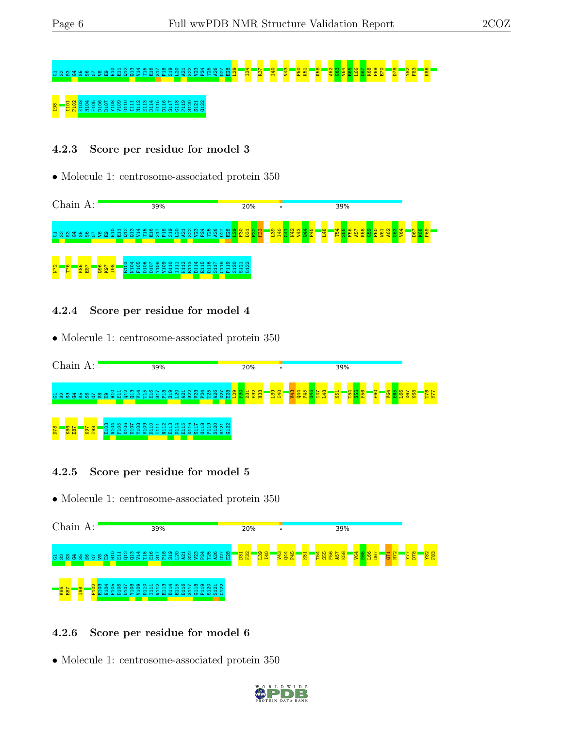G1 S2 S3 G4 S5 S6 G7 V8 E9 H10 E11 Q12 Q13 V14 T15 E16 S17 P18 S19 L20 A21 S22 V23 P24 T25 A26 D27 E28 L29 I34 R37 I40 V43 F50 K51 K58 A62 G63 V64 E65 L66 D67 K68 P69 E70 D78 Y82 F83 K86

I98 I101 P102 E103 N104 F105 D106 D107 Y108 V109 D110 I111 N112 E113 D114 E115 D116 S117 G118 P119 S120 S121 G122

### 4.2.3 Score per residue for model 3

- Molecule 1: centrosome-associated protein 350

Chain A: 39% 20% • 39%

G1 S2 S3 G4 S5 S6 G7 V8 E9 H10 E11 Q12 Q13 V14 T15 E16 S17 P18 S19 L20 A21 S22 V23 P24 T25 A26 D27 E28 L29 F30 D31 F32 H33 L39 I40 G41 N42 V43 Q44 P45 L48 T54 S55 F56 A57 K58 G59 F60 W61 A62 G63 V64 D67 K68 P69

N72 T76 K86 E87 Q96 K97 I98 E103 N104 F105 D106 D107 Y108 V109 D110 I111 N112 E113 D114 E115 D116 S117 G118 P119 S120 S121 G122

### 4.2.4 Score per residue for model 4

- Molecule 1: centrosome-associated protein 350

Chain A: 39% 20% • 39%

G1 S2 S3 G4 S5 S6 G7 V8 E9 H10 E11 Q12 Q13 V14 T15 E16 S17 P18 S19 L20 A21 S22 V23 P24 T25 A26 D27 E28 L29 F30 D31 F32 H33 L39 I40 V43 Q44 P45 G46 I47 L48 K51 T54 S55 F56 F60 V64 E65 L66 D67 K68 T76 Y77

D78 K86 E87 K97 I98 E103 N104 F105 D106 D107 Y108 V109 D110 I111 N112 E113 D114 E115 D116 S117 G118 P119 S120 S121 G122

### 4.2.5 Score per residue for model 5

- Molecule 1: centrosome-associated protein 350

Chain A: 39% 20% • 39%

G1 S2 S3 G4 S5 S6 G7 V8 E9 H10 E11 Q12 Q13 V14 T15 E16 S17 P18 S19 L20 A21 S22 V23 P24 T25 A26 D27 E28 D31 F32 L39 I40 V43 Q44 P45 K51 T54 S55 F56 A57 K58 V64 E65 L66 D67 G71 N72 Y77 D78 Y82 F83

K86 E87 I98 P102 E103 N104 F105 D106 D107 Y108 V109 D110 I111 N112 E113 D114 E115 D116 S117 G118 P119 S120 S121 G122

### 4.2.6 Score per residue for model 6

- Molecule 1: centrosome-associated protein 350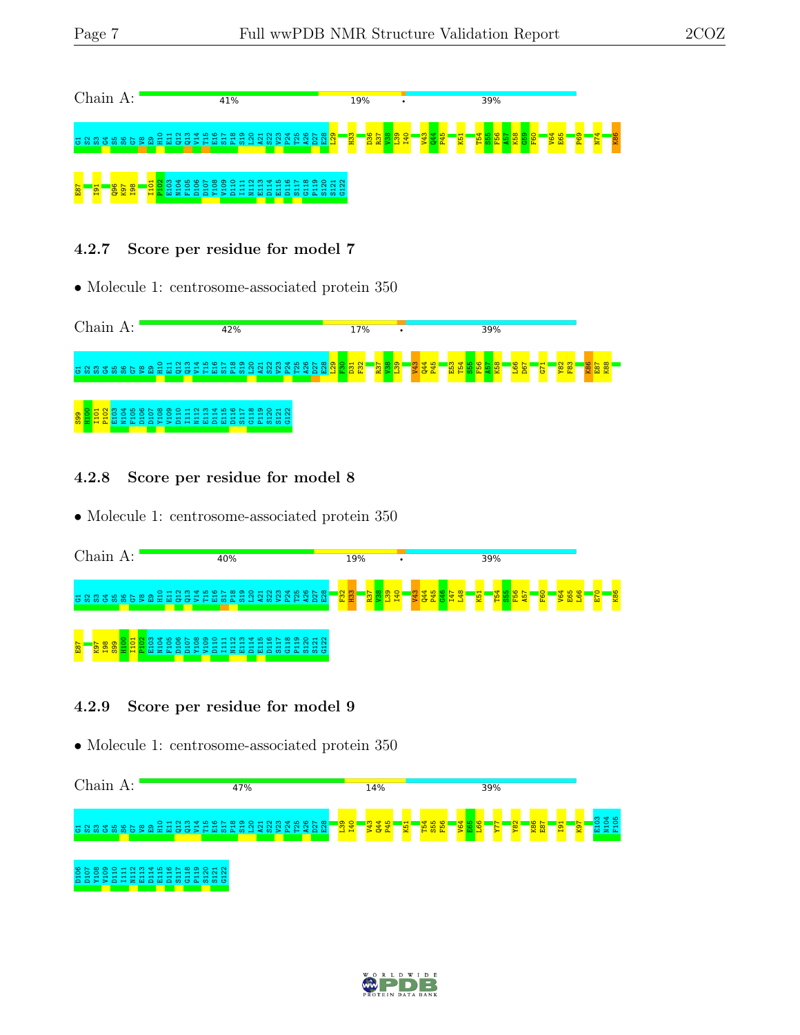Chain A: 41% 19% • 39%

G1 S2 S3 G4 S5 S6 G7 V8 E9 H10 E11 Q12 Q13 V14 T15 E16 S17 P18 S19 L20 A21 S22 V23 P24 T25 A26 D27 E28 L29 H33 D36 R37 V38 L39 I40 V43 Q44 P45 K51 T54 S55 F56 A57 K58 G59 F60 V64 E65 P69 N74 K86

E87 I91 Q96 K97 I98 I101 P102 E103 N104 F105 D106 D107 Y108 V109 D110 I111 N112 E113 D114 E115 D116 S117 G118 P119 S120 S121 G122

### 4.2.7 Score per residue for model 7

- Molecule 1: centrosome-associated protein 350

Chain A: 42% 17% • 39%

G1 S2 S3 G4 S5 S6 G7 V8 E9 H10 E11 Q12 Q13 V14 T15 E16 S17 P18 S19 L20 A21 S22 V23 P24 T25 A26 D27 E28 L29 F30 D31 F32 R37 V38 L39 V43 Q44 P45 E53 T54 S55 F56 A57 K58 L66 D67 G71 Y82 F83 K86 E87 K88

S99 H100 I101 P102 E103 N104 F105 D106 D107 Y108 V109 D110 I111 N112 E113 D114 E115 D116 S117 G118 P119 S120 S121 G122

### 4.2.8 Score per residue for model 8

- Molecule 1: centrosome-associated protein 350

Chain A: 40% 19% • 39%

G1 S2 S3 G4 S5 S6 G7 V8 E9 H10 E11 Q12 Q13 V14 T15 E16 S17 P18 S19 L20 A21 S22 V23 P24 T25 A26 D27 E28 F32 H33 R37 V38 L39 I40 V43 Q44 P45 G46 I47 L48 K51 T54 S55 F56 A57 F60 V64 E65 L66 E70 K86

E87 K97 I98 S99 H100 I101 P102 E103 N104 F105 D106 D107 Y108 V109 D110 I111 N112 E113 D114 E115 D116 S117 G118 P119 S120 S121 G122

### 4.2.9 Score per residue for model 9

- Molecule 1: centrosome-associated protein 350

Chain A: 47% 14% 39%

G1 S2 S3 G4 S5 S6 G7 V8 E9 H10 E11 Q12 Q13 V14 T15 E16 S17 P18 S19 L20 A21 S22 V23 P24 T25 A26 D27 E28 L39 I40 V43 Q44 P45 K51 T54 S55 F56 V64 E65 L66 Y77 Y82 K86 E87 I91 K97 E103 N104 F105

D106 D107 Y108 V109 D110 I111 N112 E113 D114 E115 D116 S117 G118 P119 S120 S121 G122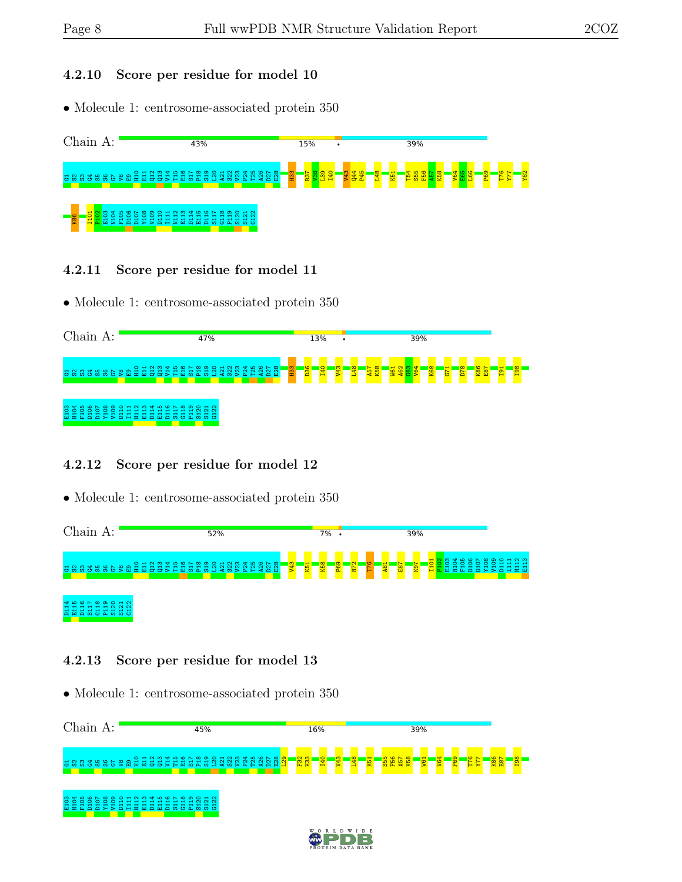### 4.2.10 Score per residue for model 10

- Molecule 1: centrosome-associated protein 350

Chain A: 43% 15% • 39%

G1 S2 S3 G4 S5 S6 G7 V8 E9 H10 E11 Q12 Q13 V14 T15 E16 S17 P18 S19 L20 A21 S22 V23 P24 T25 A26 D27 E28 H33 R37 V38 L39 I40 V43 Q44 P45 L48 K51 T54 S55 F56 A57 K58 V64 E65 L66 P69 T76 Y77 Y82 K86 I101 P102 E103 N104 F105 D106 D107 Y108 V109 D110 I111 N112 E113 D114 E115 D116 S117 G118 P119 S120 S121 G122

### 4.2.11 Score per residue for model 11

- Molecule 1: centrosome-associated protein 350

Chain A: 47% 13% • 39%

G1 S2 S3 G4 S5 S6 G7 V8 E9 H10 E11 Q12 Q13 V14 T15 E16 S17 P18 S19 L20 A21 S22 V23 P24 T25 A26 D27 E28 H33 D36 I40 V43 L48 A57 K58 W61 A62 G63 V64 K68 G71 D78 K86 E87 I91 I98 E103 N104 F105 D106 D107 Y108 V109 D110 I111 N112 E113 D114 E115 D116 S117 G118 P119 S120 S121 G122

### 4.2.12 Score per residue for model 12

- Molecule 1: centrosome-associated protein 350

Chain A: 52% 7% • 39%

G1 S2 S3 G4 S5 S6 G7 V8 E9 H10 E11 Q12 Q13 V14 T15 E16 S17 P18 S19 L20 A21 S22 V23 P24 T25 A26 D27 E28 V43 K51 K58 P69 N72 T76 A81 E87 K97 I101 P102 E103 N104 F105 D106 D107 Y108 V109 D110 I111 N112 E113 D114 E115 D116 S117 G118 P119 S120 S121 G122

### 4.2.13 Score per residue for model 13

- Molecule 1: centrosome-associated protein 350

Chain A: 45% 16% 39%

G1 S2 S3 G4 S5 S6 G7 V8 E9 H10 E11 Q12 Q13 V14 T15 E16 S17 P18 S19 L20 A21 S22 V23 P24 T25 A26 D27 E28 L29 F32 H33 I40 V43 L48 K51 S55 F56 A57 K58 W61 V64 P69 T76 Y77 K86 E87 I98 E103 N104 F105 D106 D107 Y108 V109 D110 I111 N112 E113 D114 E115 D116 S117 G118 P119 S120 S121 G122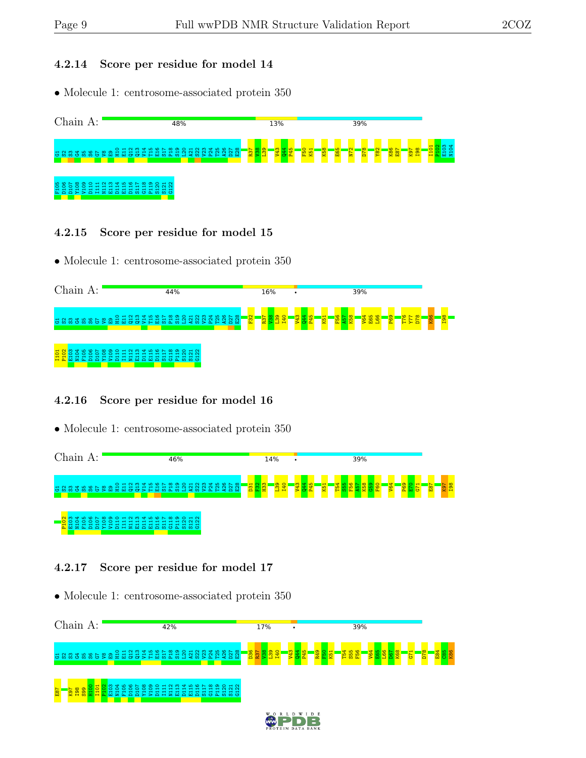### 4.2.14 Score per residue for model 14

- Molecule 1: centrosome-associated protein 350

Chain A: 48% 13% 39%

G1 S2 S3 G4 S5 S6 G7 V8 E9 H10 E11 Q12 Q13 V14 T15 E16 S17 P18 S19 L20 A21 S22 V23 P24 T25 A26 D27 E28 R37 V38 L39 V43 Q44 P45 F50 K51 K58 E65 N72 D78 Y82 K86 E87 K97 I98 I101 P102 E103 N104 F105 D106 D107 Y108 V109 D110 I111 N112 E113 D114 E115 D116 S117 G118 P119 S120 S121 G122

### 4.2.15 Score per residue for model 15

- Molecule 1: centrosome-associated protein 350

Chain A: 44% 16% • 39%

G1 S2 S3 G4 S5 S6 G7 V8 E9 H10 E11 Q12 Q13 V14 T15 E16 S17 P18 S19 L20 A21 S22 V23 P24 T25 A26 D27 E28 F32 R37 V38 L39 I40 V43 Q44 P45 K51 F56 A57 K58 V64 E65 L66 P69 T76 Y77 D78 K86 I98 I101 P102 E103 N104 F105 D106 D107 Y108 V109 D110 I111 N112 E113 D114 E115 D116 S117 G118 P119 S120 S121 G122

### 4.2.16 Score per residue for model 16

- Molecule 1: centrosome-associated protein 350

Chain A: 46% 14% • 39%

G1 S2 S3 G4 S5 S6 G7 V8 E9 H10 E11 Q12 Q13 V14 T15 E16 S17 P18 S19 L20 A21 S22 V23 P24 T25 A26 D27 E28 D31 F32 H33 L39 I40 V43 Q44 P45 K51 T54 S55 F56 A57 K58 G59 F60 V64 P69 E70 G71 E87 K97 I98 P102 E103 N104 F105 D106 D107 Y108 V109 D110 I111 N112 E113 D114 E115 D116 S117 G118 P119 S120 S121 G122

### 4.2.17 Score per residue for model 17

- Molecule 1: centrosome-associated protein 350

Chain A: 42% 17% • 39%

G1 S2 S3 G4 S5 S6 G7 V8 E9 H10 E11 Q12 Q13 V14 T15 E16 S17 P18 S19 L20 A21 S22 V23 P24 T25 A26 D27 E28 D36 R37 V38 L39 I40 V43 Q44 P45 R49 F50 K51 T54 S55 F56 V64 E65 L66 D67 K68 G71 D78 E84 C85 K86 E87 K97 I98 S99 H100 I101 P102 E103 N104 F105 D106 D107 Y108 V109 D110 I111 N112 E113 D114 E115 D116 S117 G118 P119 S120 S121 G122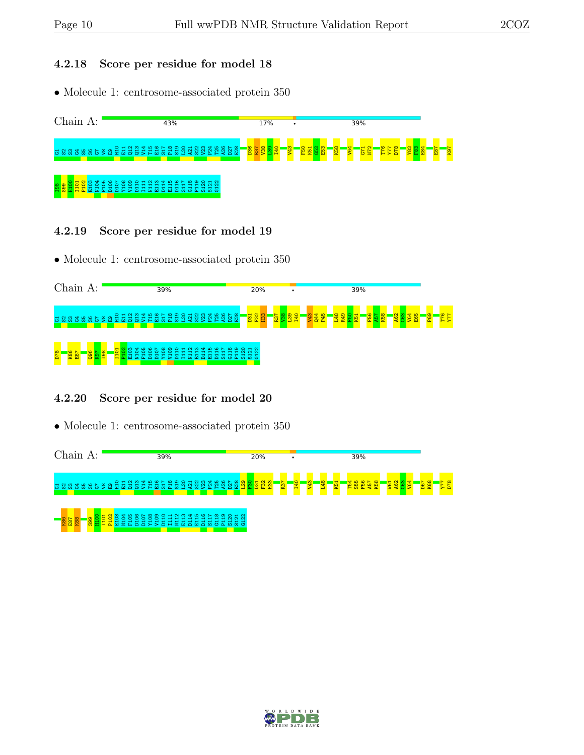### 4.2.18 Score per residue for model 18

- Molecule 1: centrosome-associated protein 350

Chain A: 43% 17% • 39%

G1 S2 S3 G4 S5 S6 G7 V8 E9 H10 E11 Q12 Q13 V14 T15 E16 S17 P18 S19 L20 A21 S22 V23 P24 T25 A26 D27 E28 D36 R37 V38 L39 I40 V43 F50 K51 G52 E53 K58 V64 G71 N72 T76 Y77 D78 Y82 F83 E84 E87 K97 I98 S99 H100 I101 P102 E103 N104 F105 D106 D107 Y108 V109 D110 I111 N112 E113 D114 E115 D116 S117 G118 P119 S120 S121 G122

### 4.2.19 Score per residue for model 19

- Molecule 1: centrosome-associated protein 350

Chain A: 39% 20% • 39%

G1 S2 S3 G4 S5 S6 G7 V8 E9 H10 E11 Q12 Q13 V14 T15 E16 S17 P18 S19 L20 A21 S22 V23 P24 T25 A26 D27 E28 D31 F32 H33 R37 V38 L39 I40 V43 Q44 P45 L48 R49 F50 K51 F56 A57 K58 A62 G63 V64 E65 P69 T76 Y77 D78 K86 E87 Q96 K97 I98 I101 P102 E103 N104 F105 D106 D107 Y108 V109 D110 I111 N112 E113 D114 E115 D116 S117 G118 P119 S120 S121 G122

### 4.2.20 Score per residue for model 20

- Molecule 1: centrosome-associated protein 350

Chain A: 39% 20% • 39%

G1 S2 S3 G4 S5 S6 G7 V8 E9 H10 E11 Q12 Q13 V14 T15 E16 S17 P18 S19 L20 A21 S22 V23 P24 T25 A26 D27 E28 L29 F30 D31 F32 H33 R37 I40 V43 L48 K51 T54 S55 F56 A57 K58 W61 A62 G63 V64 D67 K68 Y77 D78 K86 E87 K88 S99 H100 I101 P102 E103 N104 F105 D106 D107 Y108 V109 D110 I111 N112 E113 D114 E115 D116 S117 G118 P119 S120 S121 G122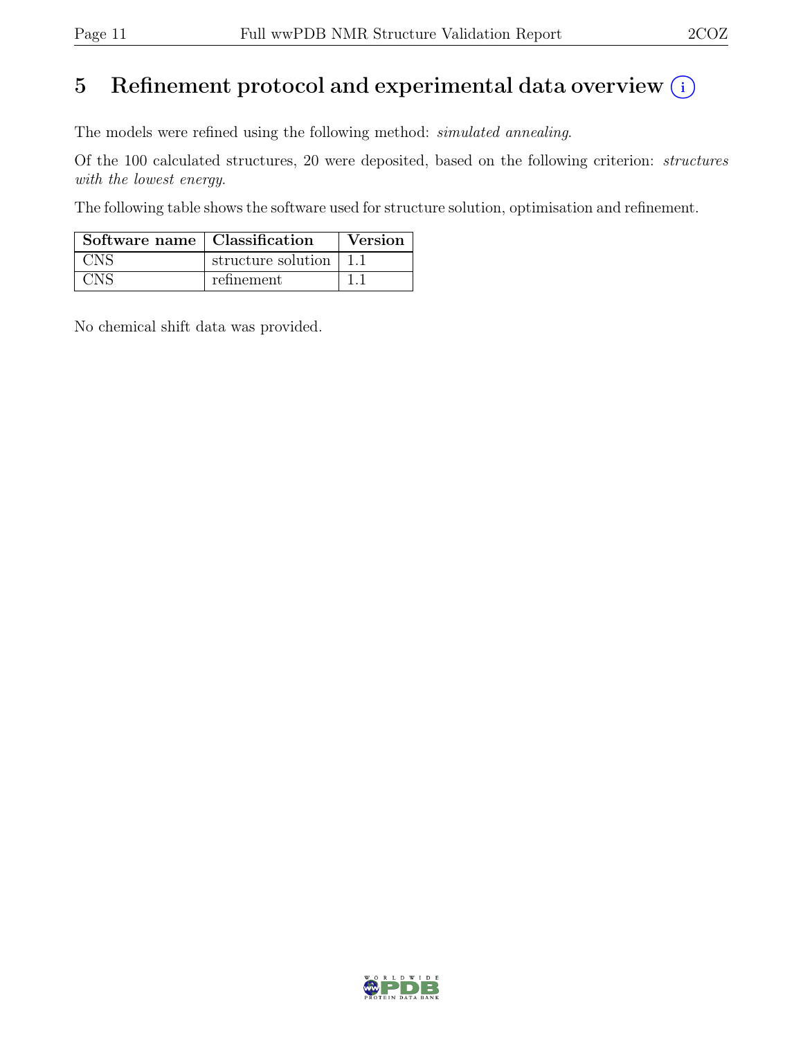# 5 Refinement protocol and experimental data overview

The models were refined using the following method: *simulated annealing*.

Of the 100 calculated structures, 20 were deposited, based on the following criterion: *structures with the lowest energy*.

The following table shows the software used for structure solution, optimisation and refinement.

| Software name | Classification | Version |
|---|---|---|
| CNS | structure solution | 1.1 |
| CNS | refinement | 1.1 |

No chemical shift data was provided.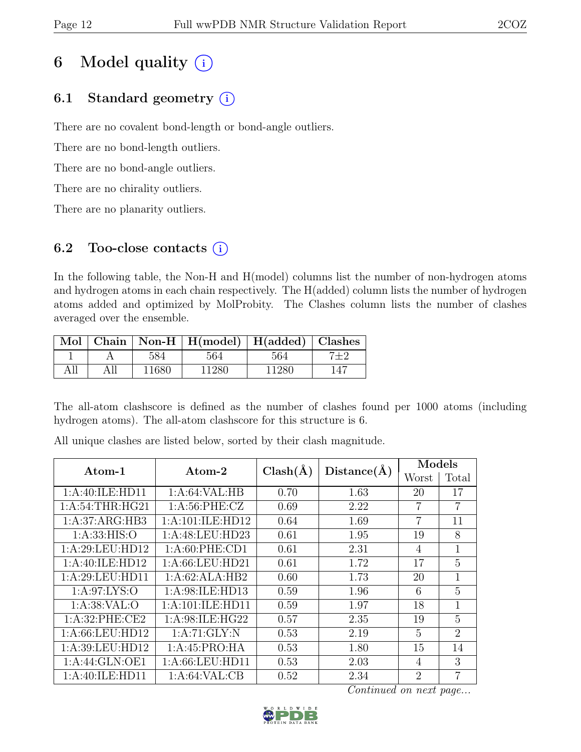# 6 Model quality (i)

## 6.1 Standard geometry (i)

There are no covalent bond-length or bond-angle outliers.

There are no bond-length outliers.

There are no bond-angle outliers.

There are no chirality outliers.

There are no planarity outliers.

## 6.2 Too-close contacts (i)

In the following table, the Non-H and H(model) columns list the number of non-hydrogen atoms and hydrogen atoms in each chain respectively. The H(added) column lists the number of hydrogen atoms added and optimized by MolProbity. The Clashes column lists the number of clashes averaged over the ensemble.

| Mol | Chain | Non-H | H(model) | H(added) | Clashes |
|---|---|---|---|---|---|
| 1 | A | 584 | 564 | 564 | 7±2 |
| All | All | 11680 | 11280 | 11280 | 147 |

The all-atom clashscore is defined as the number of clashes found per 1000 atoms (including hydrogen atoms). The all-atom clashscore for this structure is 6.

All unique clashes are listed below, sorted by their clash magnitude.

| Atom-1 | Atom-2 | Clash(Å) | Distance(Å) | Models | |
|---|---|---|---|---|---|
| | | | | Worst | Total |
| 1:A:40:ILE:HD11 | 1:A:64:VAL:HB | 0.70 | 1.63 | 20 | 17 |
| 1:A:54:THR:HG21 | 1:A:56:PHE:CZ | 0.69 | 2.22 | 7 | 7 |
| 1:A:37:ARG:HB3 | 1:A:101:ILE:HD12 | 0.64 | 1.69 | 7 | 11 |
| 1:A:33:HIS:O | 1:A:48:LEU:HD23 | 0.61 | 1.95 | 19 | 8 |
| 1:A:29:LEU:HD12 | 1:A:60:PHE:CD1 | 0.61 | 2.31 | 4 | 1 |
| 1:A:40:ILE:HD12 | 1:A:66:LEU:HD21 | 0.61 | 1.72 | 17 | 5 |
| 1:A:29:LEU:HD11 | 1:A:62:ALA:HB2 | 0.60 | 1.73 | 20 | 1 |
| 1:A:97:LYS:O | 1:A:98:ILE:HD13 | 0.59 | 1.96 | 6 | 5 |
| 1:A:38:VAL:O | 1:A:101:ILE:HD11 | 0.59 | 1.97 | 18 | 1 |
| 1:A:32:PHE:CE2 | 1:A:98:ILE:HG22 | 0.57 | 2.35 | 19 | 5 |
| 1:A:66:LEU:HD12 | 1:A:71:GLY:N | 0.53 | 2.19 | 5 | 2 |
| 1:A:39:LEU:HD12 | 1:A:45:PRO:HA | 0.53 | 1.80 | 15 | 14 |
| 1:A:44:GLN:OE1 | 1:A:66:LEU:HD11 | 0.53 | 2.03 | 4 | 3 |
| 1:A:40:ILE:HD11 | 1:A:64:VAL:CB | 0.52 | 2.34 | 2 | 7 |

*Continued on next page...*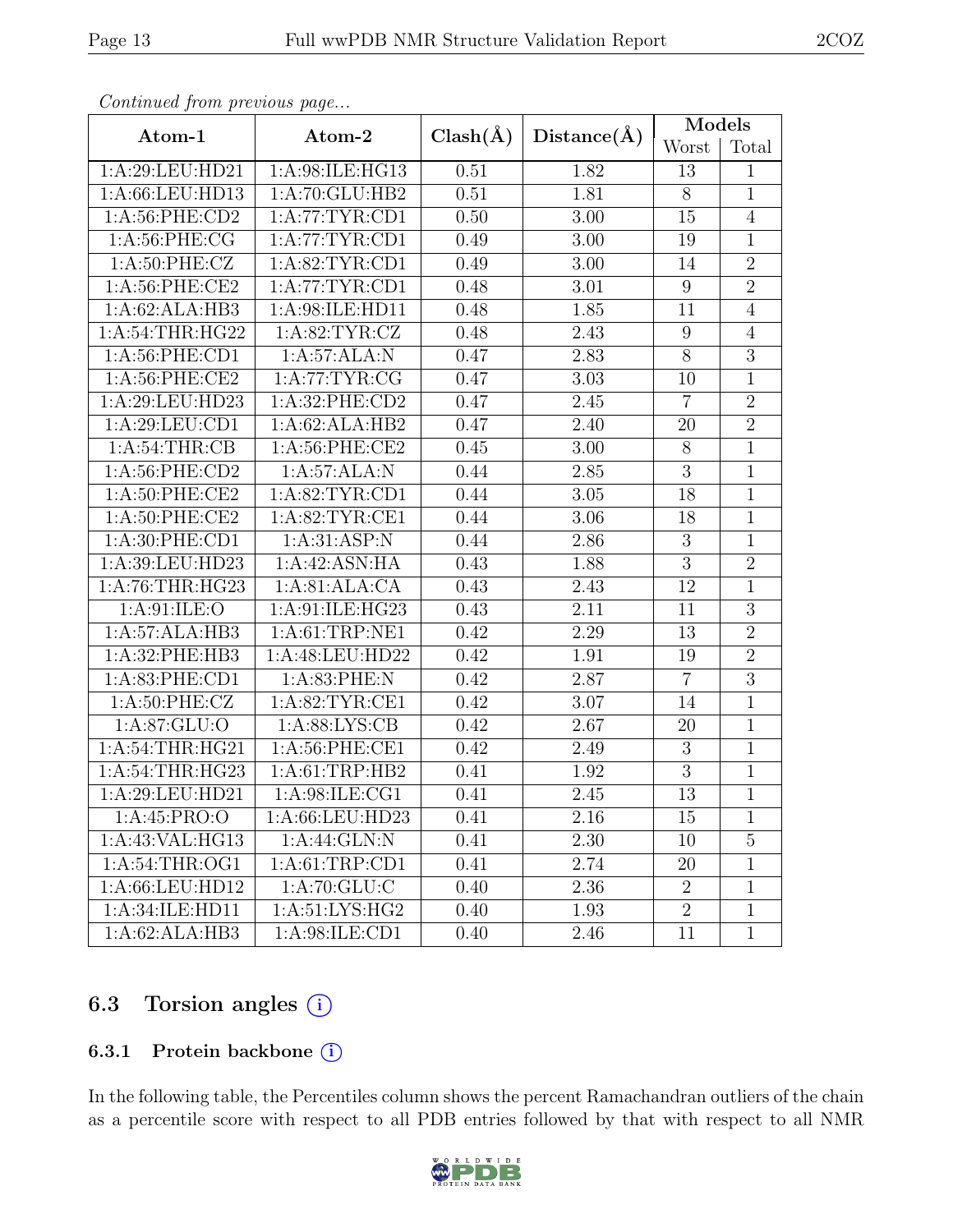*Continued from previous page...*

| Atom-1 | Atom-2 | Clash(Å) | Distance(Å) | Models | |
|---|---|---|---|---|---|
| | | | | Worst | Total |
| 1:A:29:LEU:HD21 | 1:A:98:ILE:HG13 | 0.51 | 1.82 | 13 | 1 |
| 1:A:66:LEU:HD13 | 1:A:70:GLU:HB2 | 0.51 | 1.81 | 8 | 1 |
| 1:A:56:PHE:CD2 | 1:A:77:TYR:CD1 | 0.50 | 3.00 | 15 | 4 |
| 1:A:56:PHE:CG | 1:A:77:TYR:CD1 | 0.49 | 3.00 | 19 | 1 |
| 1:A:50:PHE:CZ | 1:A:82:TYR:CD1 | 0.49 | 3.00 | 14 | 2 |
| 1:A:56:PHE:CE2 | 1:A:77:TYR:CD1 | 0.48 | 3.01 | 9 | 2 |
| 1:A:62:ALA:HB3 | 1:A:98:ILE:HD11 | 0.48 | 1.85 | 11 | 4 |
| 1:A:54:THR:HG22 | 1:A:82:TYR:CZ | 0.48 | 2.43 | 9 | 4 |
| 1:A:56:PHE:CD1 | 1:A:57:ALA:N | 0.47 | 2.83 | 8 | 3 |
| 1:A:56:PHE:CE2 | 1:A:77:TYR:CG | 0.47 | 3.03 | 10 | 1 |
| 1:A:29:LEU:HD23 | 1:A:32:PHE:CD2 | 0.47 | 2.45 | 7 | 2 |
| 1:A:29:LEU:CD1 | 1:A:62:ALA:HB2 | 0.47 | 2.40 | 20 | 2 |
| 1:A:54:THR:CB | 1:A:56:PHE:CE2 | 0.45 | 3.00 | 8 | 1 |
| 1:A:56:PHE:CD2 | 1:A:57:ALA:N | 0.44 | 2.85 | 3 | 1 |
| 1:A:50:PHE:CE2 | 1:A:82:TYR:CD1 | 0.44 | 3.05 | 18 | 1 |
| 1:A:50:PHE:CE2 | 1:A:82:TYR:CE1 | 0.44 | 3.06 | 18 | 1 |
| 1:A:30:PHE:CD1 | 1:A:31:ASP:N | 0.44 | 2.86 | 3 | 1 |
| 1:A:39:LEU:HD23 | 1:A:42:ASN:HA | 0.43 | 1.88 | 3 | 2 |
| 1:A:76:THR:HG23 | 1:A:81:ALA:CA | 0.43 | 2.43 | 12 | 1 |
| 1:A:91:ILE:O | 1:A:91:ILE:HG23 | 0.43 | 2.11 | 11 | 3 |
| 1:A:57:ALA:HB3 | 1:A:61:TRP:NE1 | 0.42 | 2.29 | 13 | 2 |
| 1:A:32:PHE:HB3 | 1:A:48:LEU:HD22 | 0.42 | 1.91 | 19 | 2 |
| 1:A:83:PHE:CD1 | 1:A:83:PHE:N | 0.42 | 2.87 | 7 | 3 |
| 1:A:50:PHE:CZ | 1:A:82:TYR:CE1 | 0.42 | 3.07 | 14 | 1 |
| 1:A:87:GLU:O | 1:A:88:LYS:CB | 0.42 | 2.67 | 20 | 1 |
| 1:A:54:THR:HG21 | 1:A:56:PHE:CE1 | 0.42 | 2.49 | 3 | 1 |
| 1:A:54:THR:HG23 | 1:A:61:TRP:HB2 | 0.41 | 1.92 | 3 | 1 |
| 1:A:29:LEU:HD21 | 1:A:98:ILE:CG1 | 0.41 | 2.45 | 13 | 1 |
| 1:A:45:PRO:O | 1:A:66:LEU:HD23 | 0.41 | 2.16 | 15 | 1 |
| 1:A:43:VAL:HG13 | 1:A:44:GLN:N | 0.41 | 2.30 | 10 | 5 |
| 1:A:54:THR:OG1 | 1:A:61:TRP:CD1 | 0.41 | 2.74 | 20 | 1 |
| 1:A:66:LEU:HD12 | 1:A:70:GLU:C | 0.40 | 2.36 | 2 | 1 |
| 1:A:34:ILE:HD11 | 1:A:51:LYS:HG2 | 0.40 | 1.93 | 2 | 1 |
| 1:A:62:ALA:HB3 | 1:A:98:ILE:CD1 | 0.40 | 2.46 | 11 | 1 |

## 6.3 Torsion angles

### 6.3.1 Protein backbone

In the following table, the Percentiles column shows the percent Ramachandran outliers of the chain as a percentile score with respect to all PDB entries followed by that with respect to all NMR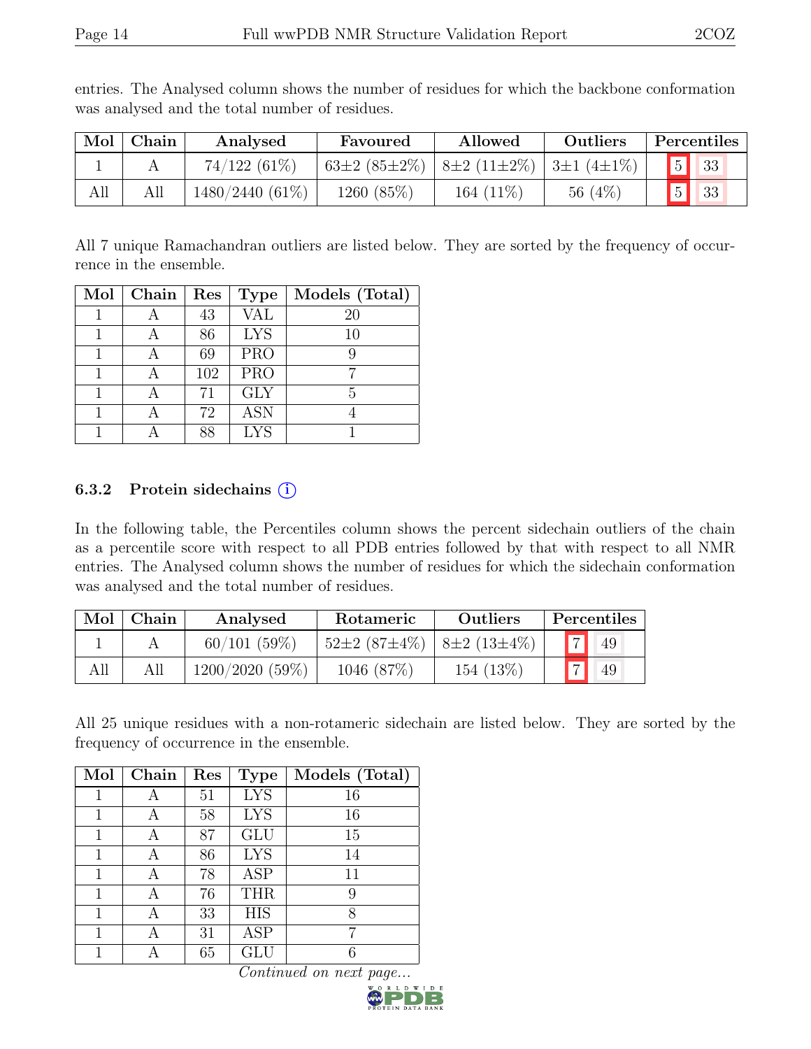entries. The Analysed column shows the number of residues for which the backbone conformation was analysed and the total number of residues.

| Mol | Chain | Analysed | Favoured | Allowed | Outliers | Percentiles | |
|---|---|---|---|---|---|---|---|
| 1 | A | 74/122 (61%) | 63±2 (85±2%) | 8±2 (11±2%) | 3±1 (4±1%) | 5 | 33 |
| All | All | 1480/2440 (61%) | 1260 (85%) | 164 (11%) | 56 (4%) | 5 | 33 |

All 7 unique Ramachandran outliers are listed below. They are sorted by the frequency of occurrence in the ensemble.

| Mol | Chain | Res | Type | Models (Total) |
|---|---|---|---|---|
| 1 | A | 43 | VAL | 20 |
| 1 | A | 86 | LYS | 10 |
| 1 | A | 69 | PRO | 9 |
| 1 | A | 102 | PRO | 7 |
| 1 | A | 71 | GLY | 5 |
| 1 | A | 72 | ASN | 4 |
| 1 | A | 88 | LYS | 1 |

### 6.3.2 Protein sidechains ⓘ

In the following table, the Percentiles column shows the percent sidechain outliers of the chain as a percentile score with respect to all PDB entries followed by that with respect to all NMR entries. The Analysed column shows the number of residues for which the sidechain conformation was analysed and the total number of residues.

| Mol | Chain | Analysed | Rotameric | Outliers | Percentiles | |
|---|---|---|---|---|---|---|
| 1 | A | 60/101 (59%) | 52±2 (87±4%) | 8±2 (13±4%) | 7 | 49 |
| All | All | 1200/2020 (59%) | 1046 (87%) | 154 (13%) | 7 | 49 |

All 25 unique residues with a non-rotameric sidechain are listed below. They are sorted by the frequency of occurrence in the ensemble.

| Mol | Chain | Res | Type | Models (Total) |
|---|---|---|---|---|
| 1 | A | 51 | LYS | 16 |
| 1 | A | 58 | LYS | 16 |
| 1 | A | 87 | GLU | 15 |
| 1 | A | 86 | LYS | 14 |
| 1 | A | 78 | ASP | 11 |
| 1 | A | 76 | THR | 9 |
| 1 | A | 33 | HIS | 8 |
| 1 | A | 31 | ASP | 7 |
| 1 | A | 65 | GLU | 6 |

*Continued on next page...*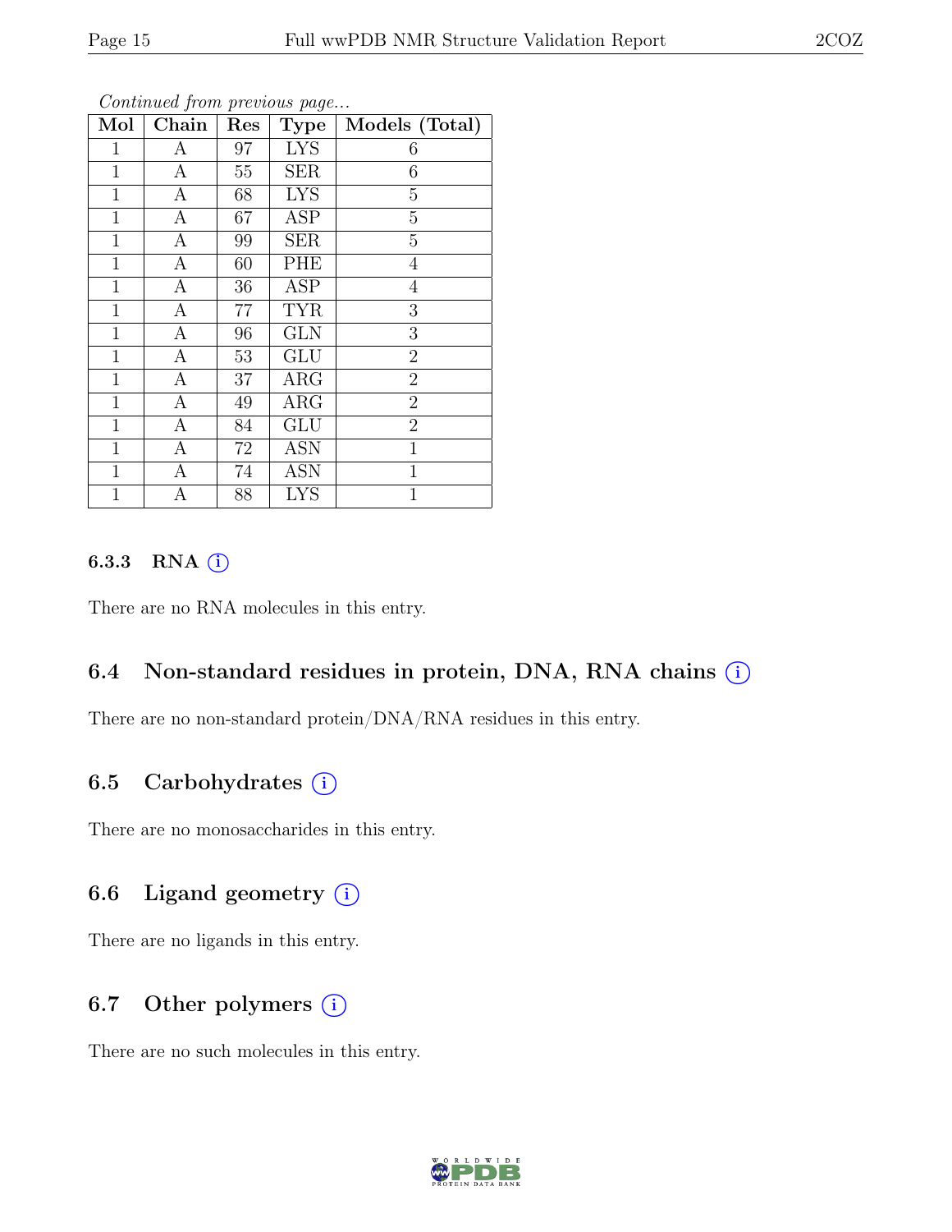*Continued from previous page...*

| Mol | Chain | Res | Type | Models (Total) |
|---|---|---|---|---|
| 1 | A | 97 | LYS | 6 |
| 1 | A | 55 | SER | 6 |
| 1 | A | 68 | LYS | 5 |
| 1 | A | 67 | ASP | 5 |
| 1 | A | 99 | SER | 5 |
| 1 | A | 60 | PHE | 4 |
| 1 | A | 36 | ASP | 4 |
| 1 | A | 77 | TYR | 3 |
| 1 | A | 96 | GLN | 3 |
| 1 | A | 53 | GLU | 2 |
| 1 | A | 37 | ARG | 2 |
| 1 | A | 49 | ARG | 2 |
| 1 | A | 84 | GLU | 2 |
| 1 | A | 72 | ASN | 1 |
| 1 | A | 74 | ASN | 1 |
| 1 | A | 88 | LYS | 1 |

#### 6.3.3 RNA (i)

There are no RNA molecules in this entry.

### 6.4 Non-standard residues in protein, DNA, RNA chains (i)

There are no non-standard protein/DNA/RNA residues in this entry.

### 6.5 Carbohydrates (i)

There are no monosaccharides in this entry.

### 6.6 Ligand geometry (i)

There are no ligands in this entry.

### 6.7 Other polymers (i)

There are no such molecules in this entry.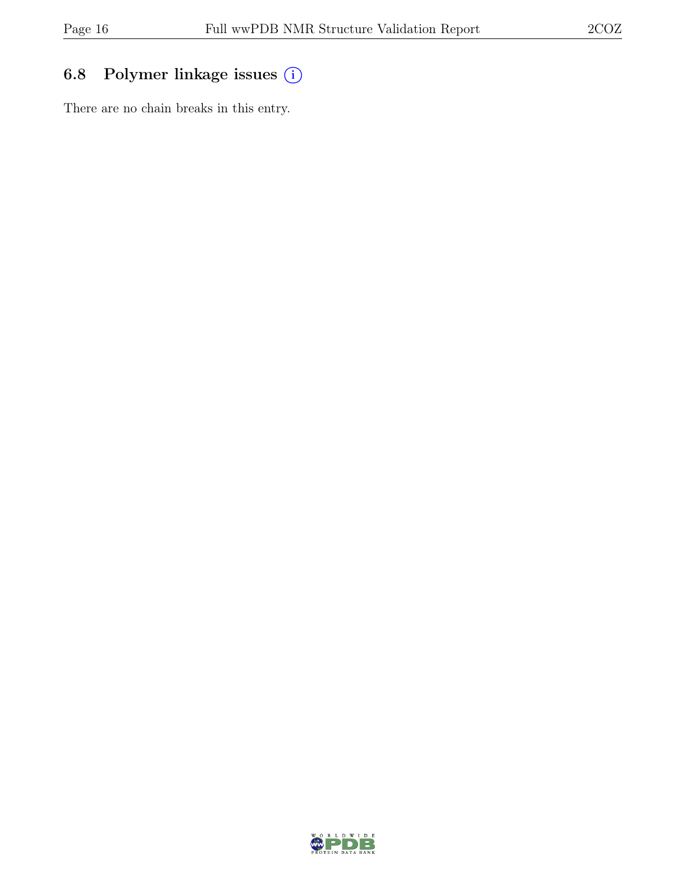## 6.8 Polymer linkage issues

There are no chain breaks in this entry.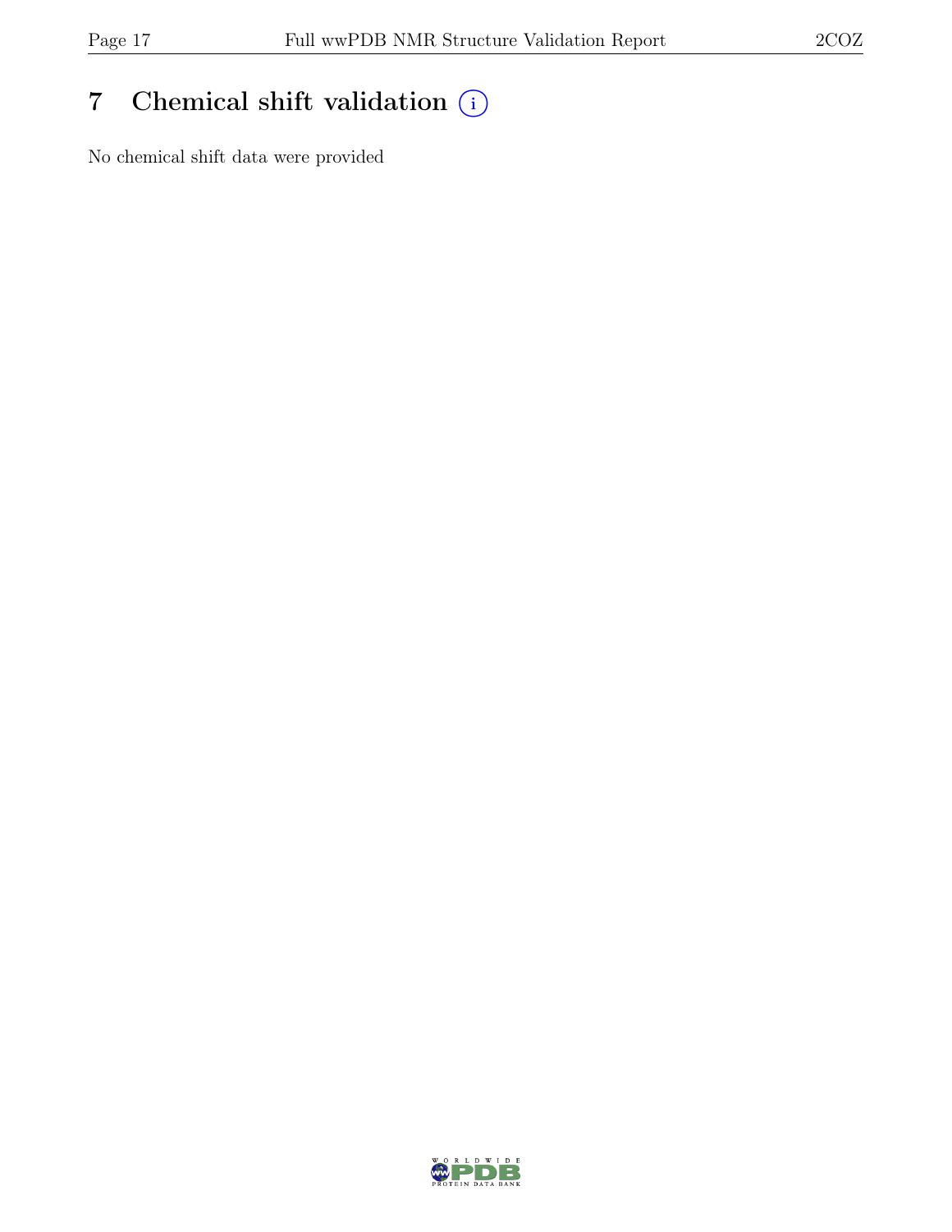# 7 Chemical shift validation

No chemical shift data were provided